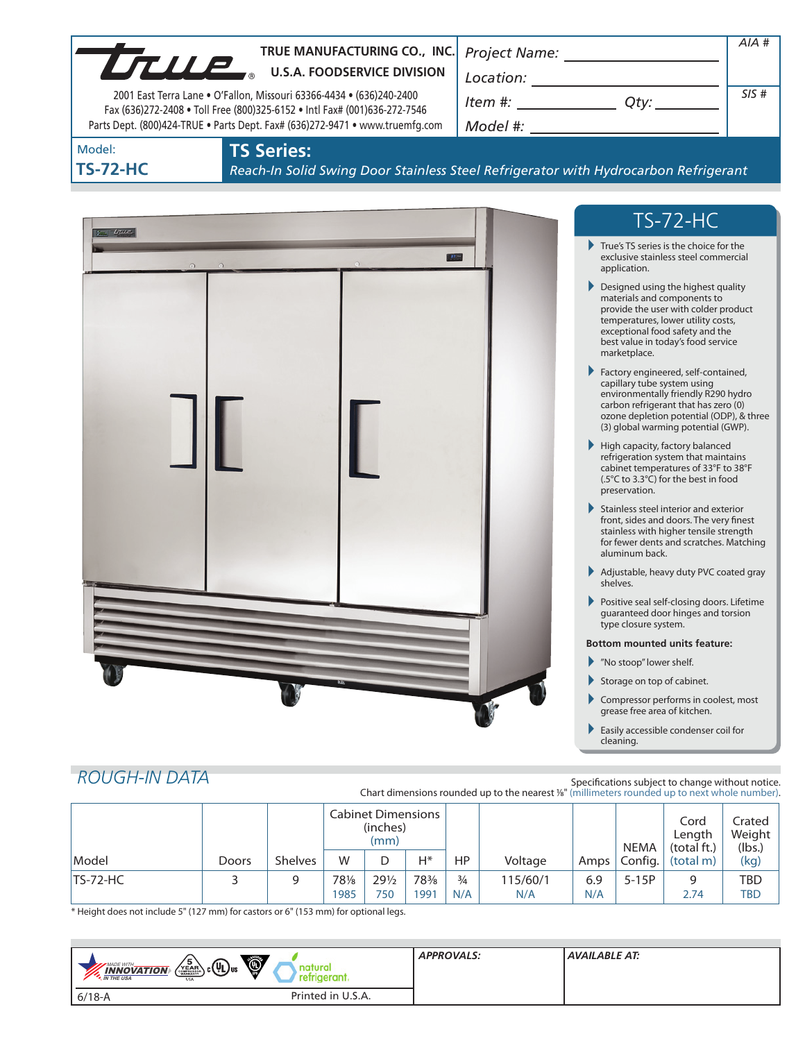TRUE MANUFACTURING CO., INC.
U.S.A. FOODSERVICE DIVISION

2001 East Terra Lane • O'Fallon, Missouri 63366-4434 • (636)240-2400
Fax (636)272-2408 • Toll Free (800)325-6152 • Intl Fax# (001)636-272-7546
Parts Dept. (800)424-TRUE • Parts Dept. Fax# (636)272-9471 • www.truemfg.com

*Project Name:* ______________________

*Location:* ______________________

*Item #:* ____________ *Qty:* ________

*Model #:* ______________________

*AIA #*

*SIS #*

Model:
**TS-72-HC**

# TS Series:

*Reach-In Solid Swing Door Stainless Steel Refrigerator with Hydrocarbon Refrigerant*

## TS-72-HC

- True's TS series is the choice for the exclusive stainless steel commercial application.
- Designed using the highest quality materials and components to provide the user with colder product temperatures, lower utility costs, exceptional food safety and the best value in today's food service marketplace.
- Factory engineered, self-contained, capillary tube system using environmentally friendly R290 hydro carbon refrigerant that has zero (0) ozone depletion potential (ODP), & three (3) global warming potential (GWP).
- High capacity, factory balanced refrigeration system that maintains cabinet temperatures of 33°F to 38°F (.5°C to 3.3°C) for the best in food preservation.
- Stainless steel interior and exterior front, sides and doors. The very finest stainless with higher tensile strength for fewer dents and scratches. Matching aluminum back.
- Adjustable, heavy duty PVC coated gray shelves.
- Positive seal self-closing doors. Lifetime guaranteed door hinges and torsion type closure system.

**Bottom mounted units feature:**

- "No stoop" lower shelf.
- Storage on top of cabinet.
- Compressor performs in coolest, most grease free area of kitchen.
- Easily accessible condenser coil for cleaning.

## *ROUGH-IN DATA*

Specifications subject to change without notice.
Chart dimensions rounded up to the nearest ⅛" (millimeters rounded up to next whole number).

| Model | Doors | Shelves | Cabinet Dimensions (inches) (mm) W | D | H* | HP | Voltage | Amps | NEMA Config. | Cord Length (total ft.) (total m) | Crated Weight (lbs.) (kg) |
|---|---|---|---|---|---|---|---|---|---|---|---|
| TS-72-HC | 3 | 9 | 78⅛ 1985 | 29½ 750 | 78⅜ 1991 | ¾ N/A | 115/60/1 N/A | 6.9 N/A | 5-15P | 9 2.74 | TBD TBD |

\* Height does not include 5" (127 mm) for castors or 6" (153 mm) for optional legs.

*APPROVALS:*

*AVAILABLE AT:*

6/18-A

Printed in U.S.A.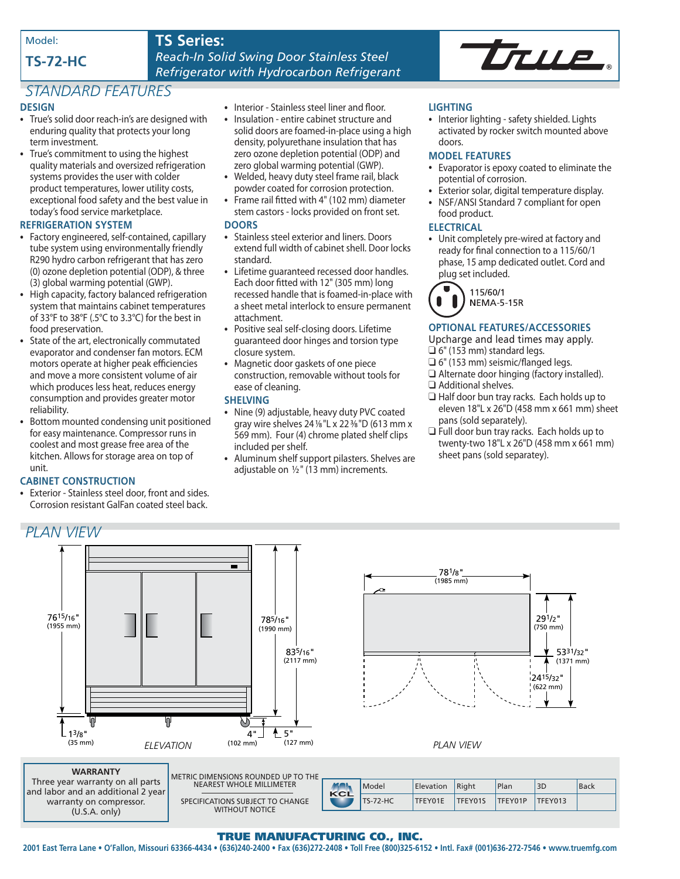Model:

**TS-72-HC**

# TS Series:

*Reach-In Solid Swing Door Stainless Steel Refrigerator with Hydrocarbon Refrigerant*

## STANDARD FEATURES

### DESIGN

- True's solid door reach-in's are designed with enduring quality that protects your long term investment.
- True's commitment to using the highest quality materials and oversized refrigeration systems provides the user with colder product temperatures, lower utility costs, exceptional food safety and the best value in today's food service marketplace.

### REFRIGERATION SYSTEM

- Factory engineered, self-contained, capillary tube system using environmentally friendly R290 hydro carbon refrigerant that has zero (0) ozone depletion potential (ODP), & three (3) global warming potential (GWP).
- High capacity, factory balanced refrigeration system that maintains cabinet temperatures of 33°F to 38°F (.5°C to 3.3°C) for the best in food preservation.
- State of the art, electronically commutated evaporator and condenser fan motors. ECM motors operate at higher peak efficiencies and move a more consistent volume of air which produces less heat, reduces energy consumption and provides greater motor reliability.
- Bottom mounted condensing unit positioned for easy maintenance. Compressor runs in coolest and most grease free area of the kitchen. Allows for storage area on top of unit.

### CABINET CONSTRUCTION

- Exterior - Stainless steel door, front and sides. Corrosion resistant GalFan coated steel back.
- Interior - Stainless steel liner and floor.
- Insulation - entire cabinet structure and solid doors are foamed-in-place using a high density, polyurethane insulation that has zero ozone depletion potential (ODP) and zero global warming potential (GWP).
- Welded, heavy duty steel frame rail, black powder coated for corrosion protection.
- Frame rail fitted with 4" (102 mm) diameter stem castors - locks provided on front set.

### DOORS

- Stainless steel exterior and liners. Doors extend full width of cabinet shell. Door locks standard.
- Lifetime guaranteed recessed door handles. Each door fitted with 12" (305 mm) long recessed handle that is foamed-in-place with a sheet metal interlock to ensure permanent attachment.
- Positive seal self-closing doors. Lifetime guaranteed door hinges and torsion type closure system.
- Magnetic door gaskets of one piece construction, removable without tools for ease of cleaning.

### SHELVING

- Nine (9) adjustable, heavy duty PVC coated gray wire shelves 24⅛"L x 22⅜"D (613 mm x 569 mm). Four (4) chrome plated shelf clips included per shelf.
- Aluminum shelf support pilasters. Shelves are adjustable on ½" (13 mm) increments.

### LIGHTING

- Interior lighting - safety shielded. Lights activated by rocker switch mounted above doors.

### MODEL FEATURES

- Evaporator is epoxy coated to eliminate the potential of corrosion.
- Exterior solar, digital temperature display.
- NSF/ANSI Standard 7 compliant for open food product.

### ELECTRICAL

- Unit completely pre-wired at factory and ready for final connection to a 115/60/1 phase, 15 amp dedicated outlet. Cord and plug set included.

115/60/1
NEMA-5-15R

### OPTIONAL FEATURES/ACCESSORIES

Upcharge and lead times may apply.

- ❑ 6" (153 mm) standard legs.
- ❑ 6" (153 mm) seismic/flanged legs.
- ❑ Alternate door hinging (factory installed).
- ❑ Additional shelves.
- ❑ Half door bun tray racks. Each holds up to eleven 18"L x 26"D (458 mm x 661 mm) sheet pans (sold separately).
- ❑ Full door bun tray racks. Each holds up to twenty-two 18"L x 26"D (458 mm x 661 mm) sheet pans (sold separatey).

## PLAN VIEW

76¹⁵/₁₆" (1955 mm)
78⁵/₁₆" (1990 mm)
83⁵/₁₆" (2117 mm)
1³/₈" (35 mm)
4" (102 mm)
5" (127 mm)
ELEVATION

78¹/₈" (1985 mm)
29¹/₂" (750 mm)
53³¹/₃₂" (1371 mm)
24¹⁵/₃₂" (622 mm)
PLAN VIEW

**WARRANTY**
Three year warranty on all parts and labor and an additional 2 year warranty on compressor.
(U.S.A. only)

METRIC DIMENSIONS ROUNDED UP TO THE NEAREST WHOLE MILLIMETER

SPECIFICATIONS SUBJECT TO CHANGE WITHOUT NOTICE

| Model | Elevation | Right | Plan | 3D | Back |
|---|---|---|---|---|---|
| TS-72-HC | TFEY01E | TFEY01S | TFEY01P | TFEY013 | |

**TRUE MANUFACTURING CO., INC.**

2001 East Terra Lane • O'Fallon, Missouri 63366-4434 • (636)240-2400 • Fax (636)272-2408 • Toll Free (800)325-6152 • Intl. Fax# (001)636-272-7546 • www.truemfg.com